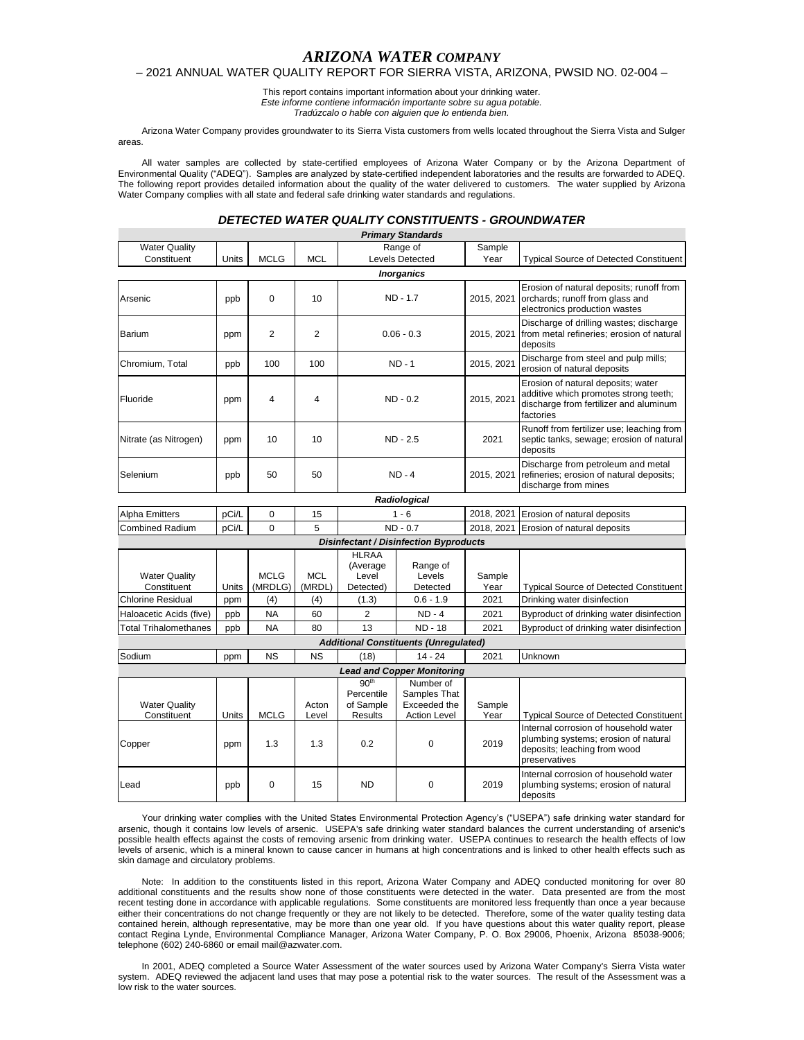# *ARIZONA WATER COMPANY*

– 2021 ANNUAL WATER QUALITY REPORT FOR SIERRA VISTA, ARIZONA, PWSID NO. 02-004 –

This report contains important information about your drinking water.
*Este informe contiene información importante sobre su agua potable.*
*Tradúzcalo o hable con alguien que lo entienda bien.*

Arizona Water Company provides groundwater to its Sierra Vista customers from wells located throughout the Sierra Vista and Sulger areas.

All water samples are collected by state-certified employees of Arizona Water Company or by the Arizona Department of Environmental Quality ("ADEQ"). Samples are analyzed by state-certified independent laboratories and the results are forwarded to ADEQ. The following report provides detailed information about the quality of the water delivered to customers. The water supplied by Arizona Water Company complies with all state and federal safe drinking water standards and regulations.

## *DETECTED WATER QUALITY CONSTITUENTS - GROUNDWATER*

***Primary Standards***

| Water Quality Constituent | Units | MCLG | MCL | Range of Levels Detected | Sample Year | Typical Source of Detected Constituent |
|---|---|---|---|---|---|---|
| ***Inorganics*** | | | | | | |
| Arsenic | ppb | 0 | 10 | ND - 1.7 | 2015, 2021 | Erosion of natural deposits; runoff from orchards; runoff from glass and electronics production wastes |
| Barium | ppm | 2 | 2 | 0.06 - 0.3 | 2015, 2021 | Discharge of drilling wastes; discharge from metal refineries; erosion of natural deposits |
| Chromium, Total | ppb | 100 | 100 | ND - 1 | 2015, 2021 | Discharge from steel and pulp mills; erosion of natural deposits |
| Fluoride | ppm | 4 | 4 | ND - 0.2 | 2015, 2021 | Erosion of natural deposits; water additive which promotes strong teeth; discharge from fertilizer and aluminum factories |
| Nitrate (as Nitrogen) | ppm | 10 | 10 | ND - 2.5 | 2021 | Runoff from fertilizer use; leaching from septic tanks, sewage; erosion of natural deposits |
| Selenium | ppb | 50 | 50 | ND - 4 | 2015, 2021 | Discharge from petroleum and metal refineries; erosion of natural deposits; discharge from mines |
| ***Radiological*** | | | | | | |
| Alpha Emitters | pCi/L | 0 | 15 | 1 - 6 | 2018, 2021 | Erosion of natural deposits |
| Combined Radium | pCi/L | 0 | 5 | ND - 0.7 | 2018, 2021 | Erosion of natural deposits |

***Disinfectant / Disinfection Byproducts***

| Water Quality Constituent | Units | MCLG (MRDLG) | MCL (MRDL) | HLRAA (Average Level Detected) | Range of Levels Detected | Sample Year | Typical Source of Detected Constituent |
|---|---|---|---|---|---|---|---|
| Chlorine Residual | ppm | (4) | (4) | (1.3) | 0.6 - 1.9 | 2021 | Drinking water disinfection |
| Haloacetic Acids (five) | ppb | NA | 60 | 2 | ND - 4 | 2021 | Byproduct of drinking water disinfection |
| Total Trihalomethanes | ppb | NA | 80 | 13 | ND - 18 | 2021 | Byproduct of drinking water disinfection |
| ***Additional Constituents (Unregulated)*** | | | | | | | |
| Sodium | ppm | NS | NS | (18) | 14 - 24 | 2021 | Unknown |

***Lead and Copper Monitoring***

| Water Quality Constituent | Units | MCLG | Acton Level | 90th Percentile of Sample Results | Number of Samples That Exceeded the Action Level | Sample Year | Typical Source of Detected Constituent |
|---|---|---|---|---|---|---|---|
| Copper | ppm | 1.3 | 1.3 | 0.2 | 0 | 2019 | Internal corrosion of household water plumbing systems; erosion of natural deposits; leaching from wood preservatives |
| Lead | ppb | 0 | 15 | ND | 0 | 2019 | Internal corrosion of household water plumbing systems; erosion of natural deposits |

Your drinking water complies with the United States Environmental Protection Agency's ("USEPA") safe drinking water standard for arsenic, though it contains low levels of arsenic. USEPA's safe drinking water standard balances the current understanding of arsenic's possible health effects against the costs of removing arsenic from drinking water. USEPA continues to research the health effects of low levels of arsenic, which is a mineral known to cause cancer in humans at high concentrations and is linked to other health effects such as skin damage and circulatory problems.

Note: In addition to the constituents listed in this report, Arizona Water Company and ADEQ conducted monitoring for over 80 additional constituents and the results show none of those constituents were detected in the water. Data presented are from the most recent testing done in accordance with applicable regulations. Some constituents are monitored less frequently than once a year because either their concentrations do not change frequently or they are not likely to be detected. Therefore, some of the water quality testing data contained herein, although representative, may be more than one year old. If you have questions about this water quality report, please contact Regina Lynde, Environmental Compliance Manager, Arizona Water Company, P. O. Box 29006, Phoenix, Arizona 85038-9006; telephone (602) 240-6860 or email mail@azwater.com.

In 2001, ADEQ completed a Source Water Assessment of the water sources used by Arizona Water Company's Sierra Vista water system. ADEQ reviewed the adjacent land uses that may pose a potential risk to the water sources. The result of the Assessment was a low risk to the water sources.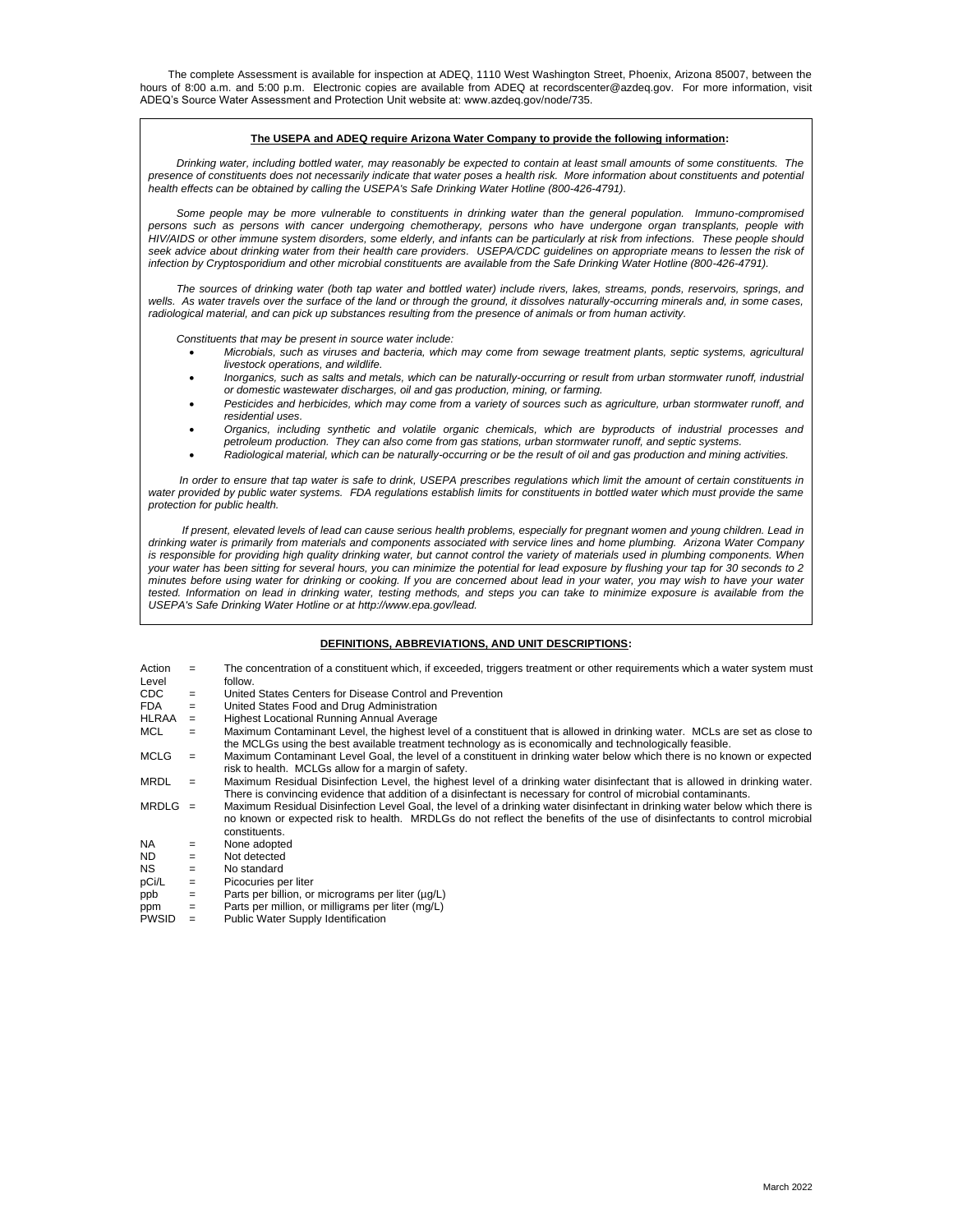The complete Assessment is available for inspection at ADEQ, 1110 West Washington Street, Phoenix, Arizona 85007, between the hours of 8:00 a.m. and 5:00 p.m. Electronic copies are available from ADEQ at recordscenter@azdeq.gov. For more information, visit ADEQ's Source Water Assessment and Protection Unit website at: www.azdeq.gov/node/735.

**The USEPA and ADEQ require Arizona Water Company to provide the following information:**

*Drinking water, including bottled water, may reasonably be expected to contain at least small amounts of some constituents. The presence of constituents does not necessarily indicate that water poses a health risk. More information about constituents and potential health effects can be obtained by calling the USEPA's Safe Drinking Water Hotline (800-426-4791).*

*Some people may be more vulnerable to constituents in drinking water than the general population. Immuno-compromised persons such as persons with cancer undergoing chemotherapy, persons who have undergone organ transplants, people with HIV/AIDS or other immune system disorders, some elderly, and infants can be particularly at risk from infections. These people should seek advice about drinking water from their health care providers. USEPA/CDC guidelines on appropriate means to lessen the risk of infection by Cryptosporidium and other microbial constituents are available from the Safe Drinking Water Hotline (800-426-4791).*

*The sources of drinking water (both tap water and bottled water) include rivers, lakes, streams, ponds, reservoirs, springs, and wells. As water travels over the surface of the land or through the ground, it dissolves naturally-occurring minerals and, in some cases, radiological material, and can pick up substances resulting from the presence of animals or from human activity.*

*Constituents that may be present in source water include:*

- *Microbials, such as viruses and bacteria, which may come from sewage treatment plants, septic systems, agricultural livestock operations, and wildlife.*
- *Inorganics, such as salts and metals, which can be naturally-occurring or result from urban stormwater runoff, industrial or domestic wastewater discharges, oil and gas production, mining, or farming.*
- *Pesticides and herbicides, which may come from a variety of sources such as agriculture, urban stormwater runoff, and residential uses.*
- *Organics, including synthetic and volatile organic chemicals, which are byproducts of industrial processes and petroleum production. They can also come from gas stations, urban stormwater runoff, and septic systems.*
- *Radiological material, which can be naturally-occurring or be the result of oil and gas production and mining activities.*

*In order to ensure that tap water is safe to drink, USEPA prescribes regulations which limit the amount of certain constituents in water provided by public water systems. FDA regulations establish limits for constituents in bottled water which must provide the same protection for public health.*

*If present, elevated levels of lead can cause serious health problems, especially for pregnant women and young children. Lead in drinking water is primarily from materials and components associated with service lines and home plumbing. Arizona Water Company is responsible for providing high quality drinking water, but cannot control the variety of materials used in plumbing components. When your water has been sitting for several hours, you can minimize the potential for lead exposure by flushing your tap for 30 seconds to 2 minutes before using water for drinking or cooking. If you are concerned about lead in your water, you may wish to have your water tested. Information on lead in drinking water, testing methods, and steps you can take to minimize exposure is available from the USEPA's Safe Drinking Water Hotline or at http://www.epa.gov/lead.*

**DEFINITIONS, ABBREVIATIONS, AND UNIT DESCRIPTIONS:**

| | | |
|---|---|---|
| Action Level | = | The concentration of a constituent which, if exceeded, triggers treatment or other requirements which a water system must follow. |
| CDC | = | United States Centers for Disease Control and Prevention |
| FDA | = | United States Food and Drug Administration |
| HLRAA | = | Highest Locational Running Annual Average |
| MCL | = | Maximum Contaminant Level, the highest level of a constituent that is allowed in drinking water. MCLs are set as close to the MCLGs using the best available treatment technology as is economically and technologically feasible. |
| MCLG | = | Maximum Contaminant Level Goal, the level of a constituent in drinking water below which there is no known or expected risk to health. MCLGs allow for a margin of safety. |
| MRDL | = | Maximum Residual Disinfection Level, the highest level of a drinking water disinfectant that is allowed in drinking water. There is convincing evidence that addition of a disinfectant is necessary for control of microbial contaminants. |
| MRDLG | = | Maximum Residual Disinfection Level Goal, the level of a drinking water disinfectant in drinking water below which there is no known or expected risk to health. MRDLGs do not reflect the benefits of the use of disinfectants to control microbial constituents. |
| NA | = | None adopted |
| ND | = | Not detected |
| NS | = | No standard |
| pCi/L | = | Picocuries per liter |
| ppb | = | Parts per billion, or micrograms per liter (µg/L) |
| ppm | = | Parts per million, or milligrams per liter (mg/L) |
| PWSID | = | Public Water Supply Identification |

March 2022